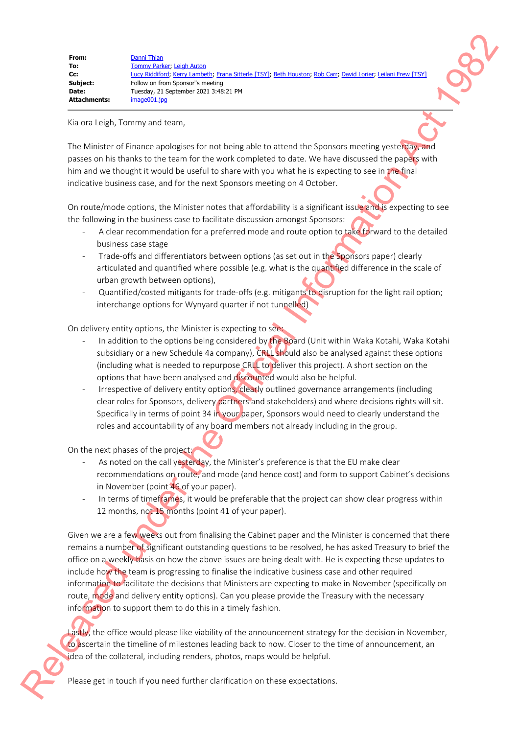| | |
|---|---|
| **From:** | Danni Thian |
| **To:** | Tommy Parker; Leigh Auton |
| **Cc:** | Lucy Riddiford; Kerry Lambeth; Erana Sitterle [TSY]; Beth Houston; Rob Carr; David Lorier; Leilani Frew [TSY] |
| **Subject:** | Follow on from Sponsor"s meeting |
| **Date:** | Tuesday, 21 September 2021 3:48:21 PM |
| **Attachments:** | image001.jpg |

Kia ora Leigh, Tommy and team,

The Minister of Finance apologises for not being able to attend the Sponsors meeting yesterday, and passes on his thanks to the team for the work completed to date. We have discussed the papers with him and we thought it would be useful to share with you what he is expecting to see in the final indicative business case, and for the next Sponsors meeting on 4 October.

On route/mode options, the Minister notes that affordability is a significant issue and is expecting to see the following in the business case to facilitate discussion amongst Sponsors:

- A clear recommendation for a preferred mode and route option to take forward to the detailed business case stage
- Trade-offs and differentiators between options (as set out in the Sponsors paper) clearly articulated and quantified where possible (e.g. what is the quantified difference in the scale of urban growth between options),
- Quantified/costed mitigants for trade-offs (e.g. mitigants to disruption for the light rail option; interchange options for Wynyard quarter if not tunnelled)

On delivery entity options, the Minister is expecting to see:

- In addition to the options being considered by the Board (Unit within Waka Kotahi, Waka Kotahi subsidiary or a new Schedule 4a company), CRLL should also be analysed against these options (including what is needed to repurpose CRLL to deliver this project). A short section on the options that have been analysed and discounted would also be helpful.
- Irrespective of delivery entity options, clearly outlined governance arrangements (including clear roles for Sponsors, delivery partners and stakeholders) and where decisions rights will sit. Specifically in terms of point 34 in your paper, Sponsors would need to clearly understand the roles and accountability of any board members not already including in the group.

On the next phases of the project:

- As noted on the call yesterday, the Minister's preference is that the EU make clear recommendations on route, and mode (and hence cost) and form to support Cabinet's decisions in November (point 46 of your paper).
- In terms of timeframes, it would be preferable that the project can show clear progress within 12 months, not 15 months (point 41 of your paper).

Given we are a few weeks out from finalising the Cabinet paper and the Minister is concerned that there remains a number of significant outstanding questions to be resolved, he has asked Treasury to brief the office on a weekly basis on how the above issues are being dealt with. He is expecting these updates to include how the team is progressing to finalise the indicative business case and other required information to facilitate the decisions that Ministers are expecting to make in November (specifically on route, mode and delivery entity options). Can you please provide the Treasury with the necessary information to support them to do this in a timely fashion.

Lastly, the office would please like viability of the announcement strategy for the decision in November, to ascertain the timeline of milestones leading back to now. Closer to the time of announcement, an idea of the collateral, including renders, photos, maps would be helpful.

Please get in touch if you need further clarification on these expectations.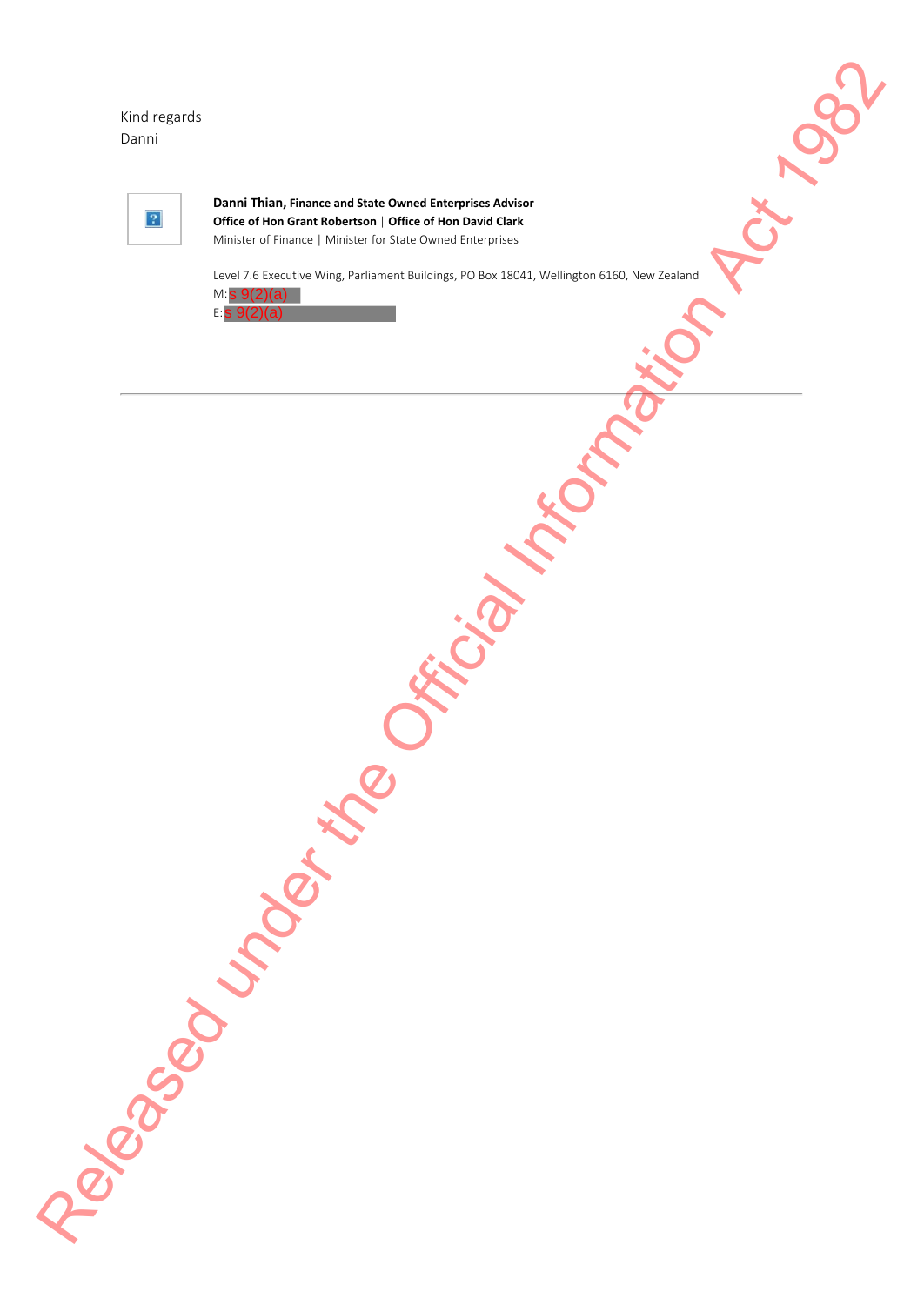Kind regards
Danni

**Danni Thian, Finance and State Owned Enterprises Advisor**
**Office of Hon Grant Robertson** | **Office of Hon David Clark**
Minister of Finance | Minister for State Owned Enterprises

Level 7.6 Executive Wing, Parliament Buildings, PO Box 18041, Wellington 6160, New Zealand
M: s 9(2)(a)
E: s 9(2)(a)

---

Released under the Official Information Act 1982